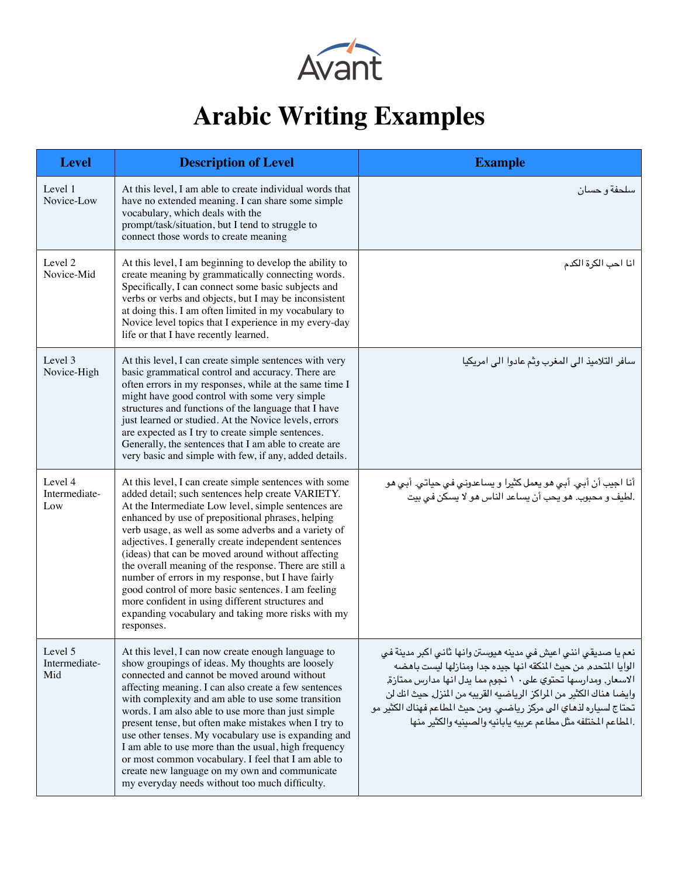# Arabic Writing Examples

| Level | Description of Level | Example |
|---|---|---|
| Level 1 Novice-Low | At this level, I am able to create individual words that have no extended meaning. I can share some simple vocabulary, which deals with the prompt/task/situation, but I tend to struggle to connect those words to create meaning | سلحفة و حسان |
| Level 2 Novice-Mid | At this level, I am beginning to develop the ability to create meaning by grammatically connecting words. Specifically, I can connect some basic subjects and verbs or verbs and objects, but I may be inconsistent at doing this. I am often limited in my vocabulary to Novice level topics that I experience in my every-day life or that I have recently learned. | انا احب الكرة الكدم |
| Level 3 Novice-High | At this level, I can create simple sentences with very basic grammatical control and accuracy. There are often errors in my responses, while at the same time I might have good control with some very simple structures and functions of the language that I have just learned or studied. At the Novice levels, errors are expected as I try to create simple sentences. Generally, the sentences that I am able to create are very basic and simple with few, if any, added details. | سافر التلاميذ الى المغرب وثم عادوا الى امريكيا |
| Level 4 Intermediate-Low | At this level, I can create simple sentences with some added detail; such sentences help create VARIETY. At the Intermediate Low level, simple sentences are enhanced by use of prepositional phrases, helping verb usage, as well as some adverbs and a variety of adjectives. I generally create independent sentences (ideas) that can be moved around without affecting the overall meaning of the response. There are still a number of errors in my response, but I have fairly good control of more basic sentences. I am feeling more confident in using different structures and expanding vocabulary and taking more risks with my responses. | أنا اجيب أن أبي. أبي هو يعمل كثيرا و يساعدوني في حياتي. أبي هو لطيف و محبوب. هو يحب أن يساعد الناس هو لا يسكن في بيت. |
| Level 5 Intermediate-Mid | At this level, I can now create enough language to show groupings of ideas. My thoughts are loosely connected and cannot be moved around without affecting meaning. I can also create a few sentences with complexity and am able to use some transition words. I am also able to use more than just simple present tense, but often make mistakes when I try to use other tenses. My vocabulary use is expanding and I am able to use more than the usual, high frequency or most common vocabulary. I feel that I am able to create new language on my own and communicate my everyday needs without too much difficulty. | نعم يا صديقي انني اعيش في مدينه هيوستن وانها ثاني اكبر مدينة في الوايا المتحده. من حيث المنكه انها جيده جدا ومنازلها ليست باهضه الاسعار. ومدارسها تحتوي على ١٠ نجوم مما يدل انها مدارس ممتازة. وايضا هناك الكثير من المراكز الرياضيه القريبه من المنزل. حيث انك لن تحتاج لسياره لذهاي الى مركز رياضي. ومن حيث المطاعم فهناك الكثير مو المطاعم المختلفه مثل مطاعم عربيه يابانيه والصينيه والكثير منها. |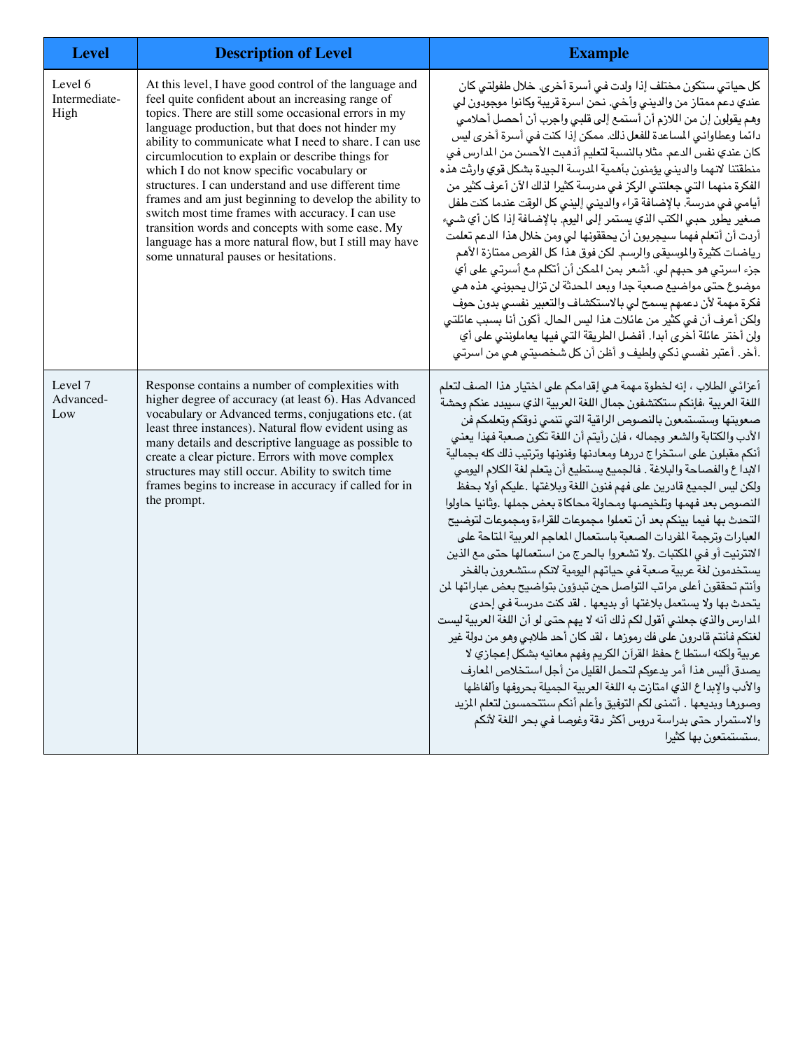| Level | Description of Level | Example |
|---|---|---|
| Level 6 Intermediate-High | At this level, I have good control of the language and feel quite confident about an increasing range of topics. There are still some occasional errors in my language production, but that does not hinder my ability to communicate what I need to share. I can use circumlocution to explain or describe things for which I do not know specific vocabulary or structures. I can understand and use different time frames and am just beginning to develop the ability to switch most time frames with accuracy. I can use transition words and concepts with some ease. My language has a more natural flow, but I still may have some unnatural pauses or hesitations. | كل حياتي ستكون مختلف إذا ولدت في أسرة أخرى. خلال طفولتي كان عندي دعم ممتاز من والديني وأخي. نحن اسرة قريبة وكانوا موجودون لي وهم يقولون إن من اللازم أن أستمع إلى قلبي واجرب أن أحصل أحلامي دائما وعطاواني المساعدة للفعل ذلك. ممكن إذا كنت في أسرة أخرى ليس كان عندي نفس الدعم. مثلا بالنسبة لتعليم أذهبت الأحسن من المدارس في منطقتنا لانهما والديني يؤمنون بأهمية المدرسة الجيدة بشكل قوي وارثت هذه الفكرة منهما التي جعلتني الركز في مدرسة كثيرا لذلك الآن أعرف كثير من أيامي في مدرسة. بالإضافة قراء والديني إليني كل الوقت عندما كنت طفل صغير يطور حبي الكتب الذي يستمر إلى اليوم. بالإضافة إذا كان أي شيء أردت أن أتعلم فهما سيجربون أن يحققونها لي ومن خلال هذا الدعم تعلمت رياضات كثيرة والموسيقى والرسم. لكن فوق هذا كل الفرص ممتازة الأهم جزء اسرتي هو حبهم لي. أشعر بمن الممكن أن أتكلم مع أسرتي على أي موضوع حتى مواضيع صعبة جدا وبعد المحدثة لن تزال يحبوني. هذه هي فكرة مهمة لأن دعمهم يسمح لي بالاستكشاف والتعبير نفسي بدون حوف ولكن أعرف أن في كثير من عائلات هذا ليس الحال. أكون أنا بسبب عائلتي ولن أختر عائلة أخرى أبدا. أفضل الطريقة التي فيها يعاملونني على أي أخر. أعتبر نفسي ذكي ولطيف و أظن أن كل شخصيتي هي من اسرتي. |
| Level 7 Advanced-Low | Response contains a number of complexities with higher degree of accuracy (at least 6). Has Advanced vocabulary or Advanced terms, conjugations etc. (at least three instances). Natural flow evident using as many details and descriptive language as possible to create a clear picture. Errors with move complex structures may still occur. Ability to switch time frames begins to increase in accuracy if called for in the prompt. | أعزائي الطلاب ، إنه لخطوة مهمة هي إقدامكم على اختيار هذا الصف لتعلم اللغة العربية ،فإنكم ستكتشفون جمال اللغة العربية الذي سيبدد عنكم وحشة صعوبتها وستستمعون بالنصوص الراقية التي تنمي ذوقكم وتعلمكم فن الأدب والكتابة والشعر وجماله ، فإن رأيتم أن اللغة تكون صعبة فهذا يعني أنكم مقبلون على استخراج دررها ومعادنها وفنونها وترتيب ذلك كله بجمالية الإبداع والفصاحة والبلاغة . فالجميع يستطيع أن يتعلم لغة الكلام اليومي ولكن ليس الجميع قادرين على فهم فنون اللغة وبلاغتها .عليكم أولا بحفظ النصوص بعد فهمها وتلخيصها ومحاولة محاكاة بعض جملها .وثانيا حاولوا التحدث بها فيما بينكم بعد أن تعملوا مجموعات للقراءة ومجموعات لتوضيح العبارات وترجمة المفردات الصعبة باستعمال المعاجم العربية المتاحة على الانترنيت أو في المكتبات .ولا تشعروا بالحرج من استعمالها حتى مع الذين يستخدمون لغة عربية صعبة في حياتهم اليومية لانكم ستشعرون بالفخر وأنتم تحققون أعلى مراتب التواصل حين تبدؤون بتواضيح بعض عباراتها لمن يتحدث بها ولا يستعمل بلاغتها أو بديعها . لقد كنت مدرسة في إحدى المدارس والذي جعلني أقول لكم ذلك أنه لا يهم حتى لو أن اللغة العربية ليست لغتكم فأنتم قادرون على فك رموزها ، لقد كان أحد طلابي وهو من دولة غير عربية ولكنه استطاع حفظ القرآن الكريم وفهم معانيه بشكل إعجازي لا يصدق أليس هذا أمر يدعوكم لتحمل القليل من أجل استخلاص المعارف والأدب والإبداع الذي امتازت به اللغة العربية الجميلة بحروفها وألفاظها وصورها وبديعها . أتمنى لكم التوفيق وأعلم أنكم ستتحمسون لتعلم المزيد والاستمرار حتى بدراسة دروس أكثر دقة وغوصا في بحر اللغة لأنكم ستستمتعون بها كثيرا. |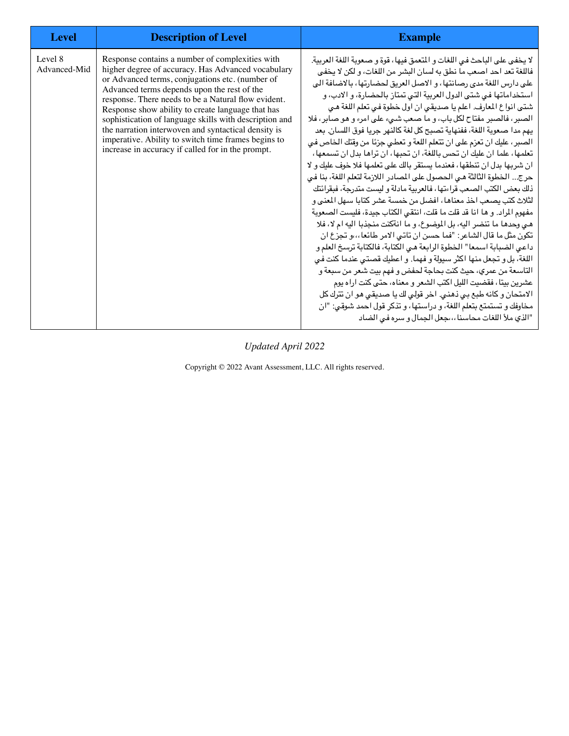| Level | Description of Level | Example |
|---|---|---|
| Level 8 Advanced-Mid | Response contains a number of complexities with higher degree of accuracy. Has Advanced vocabulary or Advanced terms, conjugations etc. (number of Advanced terms depends upon the rest of the response. There needs to be a Natural flow evident. Response show ability to create language that has sophistication of language skills with description and the narration interwoven and syntactical density is imperative. Ability to switch time frames begins to increase in accuracy if called for in the prompt. | لا يخفى على الباحث في اللغات و المتعمق فيها، قوة و صعوبة اللغة العربية. فاللغة تعد احد اصعب ما نطق به لسان البشر من اللغات، و لكن لا يخفى على دارس اللغة مدى رصانتها، و الاصل العريق لحضارتها، بالاضافة الى استخداماتها في شتى الدول العربية التي تمتاز بالحضارة، و الادب، و شتى انواع المعارف. اعلم يا صديقي ان اول خطوة في تعلم اللغة هي الصبر، فالصبر مفتاح لكل باب، و ما صعب شيء على امرء و هو صابر، فلا يهم مدا صعوبة اللغة، ففنهاية تصبح كل لغة كالنهر جريا فوق اللسان. بعد الصبر، عليك ان تعزم على ان تتعلم اللغة و تعطي جزئا من وقتك الخاص في تعلمها، علما ان عليك ان تحس باللغة، ان تحبها، ان تراها بدل ان تسمعها، ان شربها بدل ان تنطقها، فعندما يستقر بالك على تعلمها فلا خوف عليك و لا حرج... الخطوة الثالثة هي الحصول على المصادر اللازمة لتعلم اللغة، بنا في ذلك بعض الكتب الصعب قراءتها، فالعربية مادلة و ليست متدرجة، فبقرائتك لثلاث كتب يصعب اخذ معناها، افضل من خمسة عشر كتابا سهل المعنى و مفهوم المراد. و ها انا قد قلت ما قلت، انتقي الكتاب جيدة، فليست الصعوبة هي وحدها ما تنضر اليه، بل الموضوع، و ما انكنت منجذبا اليه ام لا، فلا تكون مثل ما قال الشاعر: "فما حسن ان تاتي الامر طائعا،،و تجزع ان داعي الضبابة اسمعا" الخطوة الرابعة هي الكتابة، فالكتابة ترسخ العلم و اللغة، بل و تجعل منها اكثر سيولة و فهما. و اعطيك قصتي عندما كنت في التاسعة من عمري، حيث كنت بحاجة لحفض و فهم بيت شعر من سبعة و عشرين بيتا، فقضيت الليل اكتب الشعر و معناه، حتى كنت اراه يوم الامتحان و كانه طبع بي ذهني. اخر قولي لك يا صديقي هو ان تترك كل مخاوفك و تستمتع بتعلم اللغة، و دراستها، و تذكر قول احمد شوقي: "ان الذي ملأ اللغات محاسنا،،جعل الجمال و سره في الضاد" |

*Updated April 2022*

Copyright © 2022 Avant Assessment, LLC. All rights reserved.